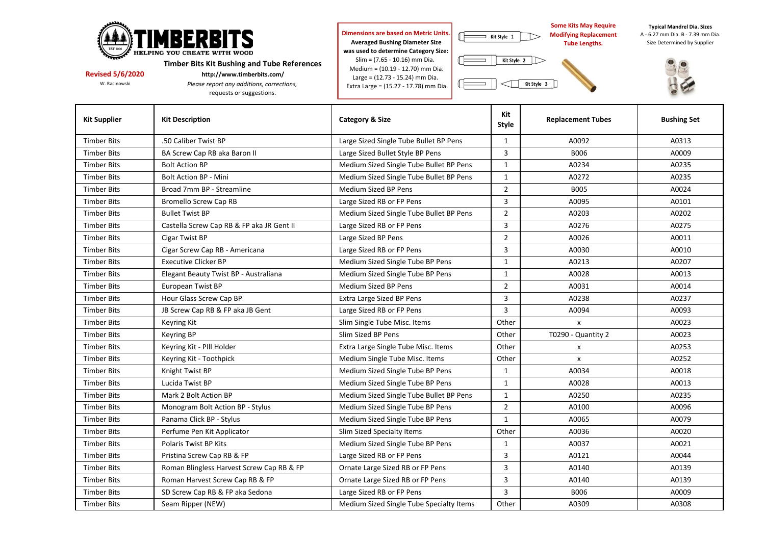# TIMBERBITS

HELPING YOU CREATE WITH WOOD

EST 2006

**Timber Bits Kit Bushing and Tube References**

**Revised 5/6/2020**

W. Racinowski

**http://www.timberbits.com/**

*Please report any additions, corrections,*
requests or suggestions.

**Dimensions are based on Metric Units.**
**Averaged Bushing Diameter Size was used to determine Category Size:**
Slim = (7.65 - 10.16) mm Dia.
Medium = (10.19 - 12.70) mm Dia.
Large = (12.73 - 15.24) mm Dia.
Extra Large = (15.27 - 17.78) mm Dia.

Kit Style 1

Kit Style 2

Kit Style 3

**Some Kits May Require Modifying Replacement Tube Lengths.**

**Typical Mandrel Dia. Sizes**
A - 6.27 mm Dia. B - 7.39 mm Dia.
Size Determined by Supplier

| Kit Supplier | Kit Description | Category & Size | Kit Style | Replacement Tubes | Bushing Set |
|---|---|---|---|---|---|
| Timber Bits | .50 Caliber Twist BP | Large Sized Single Tube Bullet BP Pens | 1 | A0092 | A0313 |
| Timber Bits | BA Screw Cap RB aka Baron II | Large Sized Bullet Style BP Pens | 3 | B006 | A0009 |
| Timber Bits | Bolt Action BP | Medium Sized Single Tube Bullet BP Pens | 1 | A0234 | A0235 |
| Timber Bits | Bolt Action BP - Mini | Medium Sized Single Tube Bullet BP Pens | 1 | A0272 | A0235 |
| Timber Bits | Broad 7mm BP - Streamline | Medium Sized BP Pens | 2 | B005 | A0024 |
| Timber Bits | Bromello Screw Cap RB | Large Sized RB or FP Pens | 3 | A0095 | A0101 |
| Timber Bits | Bullet Twist BP | Medium Sized Single Tube Bullet BP Pens | 2 | A0203 | A0202 |
| Timber Bits | Castella Screw Cap RB & FP aka JR Gent II | Large Sized RB or FP Pens | 3 | A0276 | A0275 |
| Timber Bits | Cigar Twist BP | Large Sized BP Pens | 2 | A0026 | A0011 |
| Timber Bits | Cigar Screw Cap RB - Americana | Large Sized RB or FP Pens | 3 | A0030 | A0010 |
| Timber Bits | Executive Clicker BP | Medium Sized Single Tube BP Pens | 1 | A0213 | A0207 |
| Timber Bits | Elegant Beauty Twist BP - Australiana | Medium Sized Single Tube BP Pens | 1 | A0028 | A0013 |
| Timber Bits | European Twist BP | Medium Sized BP Pens | 2 | A0031 | A0014 |
| Timber Bits | Hour Glass Screw Cap BP | Extra Large Sized BP Pens | 3 | A0238 | A0237 |
| Timber Bits | JB Screw Cap RB & FP aka JB Gent | Large Sized RB or FP Pens | 3 | A0094 | A0093 |
| Timber Bits | Keyring Kit | Slim Single Tube Misc. Items | Other | x | A0023 |
| Timber Bits | Keyring BP | Slim Sized BP Pens | Other | T0290 - Quantity 2 | A0023 |
| Timber Bits | Keyring Kit - PIII Holder | Extra Large Single Tube Misc. Items | Other | x | A0253 |
| Timber Bits | Keyring Kit - Toothpick | Medium Single Tube Misc. Items | Other | x | A0252 |
| Timber Bits | Knight Twist BP | Medium Sized Single Tube BP Pens | 1 | A0034 | A0018 |
| Timber Bits | Lucida Twist BP | Medium Sized Single Tube BP Pens | 1 | A0028 | A0013 |
| Timber Bits | Mark 2 Bolt Action BP | Medium Sized Single Tube Bullet BP Pens | 1 | A0250 | A0235 |
| Timber Bits | Monogram Bolt Action BP - Stylus | Medium Sized Single Tube BP Pens | 2 | A0100 | A0096 |
| Timber Bits | Panama Click BP - Stylus | Medium Sized Single Tube BP Pens | 1 | A0065 | A0079 |
| Timber Bits | Perfume Pen Kit Applicator | Slim Sized Specialty Items | Other | A0036 | A0020 |
| Timber Bits | Polaris Twist BP Kits | Medium Sized Single Tube BP Pens | 1 | A0037 | A0021 |
| Timber Bits | Pristina Screw Cap RB & FP | Large Sized RB or FP Pens | 3 | A0121 | A0044 |
| Timber Bits | Roman Blingless Harvest Screw Cap RB & FP | Ornate Large Sized RB or FP Pens | 3 | A0140 | A0139 |
| Timber Bits | Roman Harvest Screw Cap RB & FP | Ornate Large Sized RB or FP Pens | 3 | A0140 | A0139 |
| Timber Bits | SD Screw Cap RB & FP aka Sedona | Large Sized RB or FP Pens | 3 | B006 | A0009 |
| Timber Bits | Seam Ripper (NEW) | Medium Sized Single Tube Specialty Items | Other | A0309 | A0308 |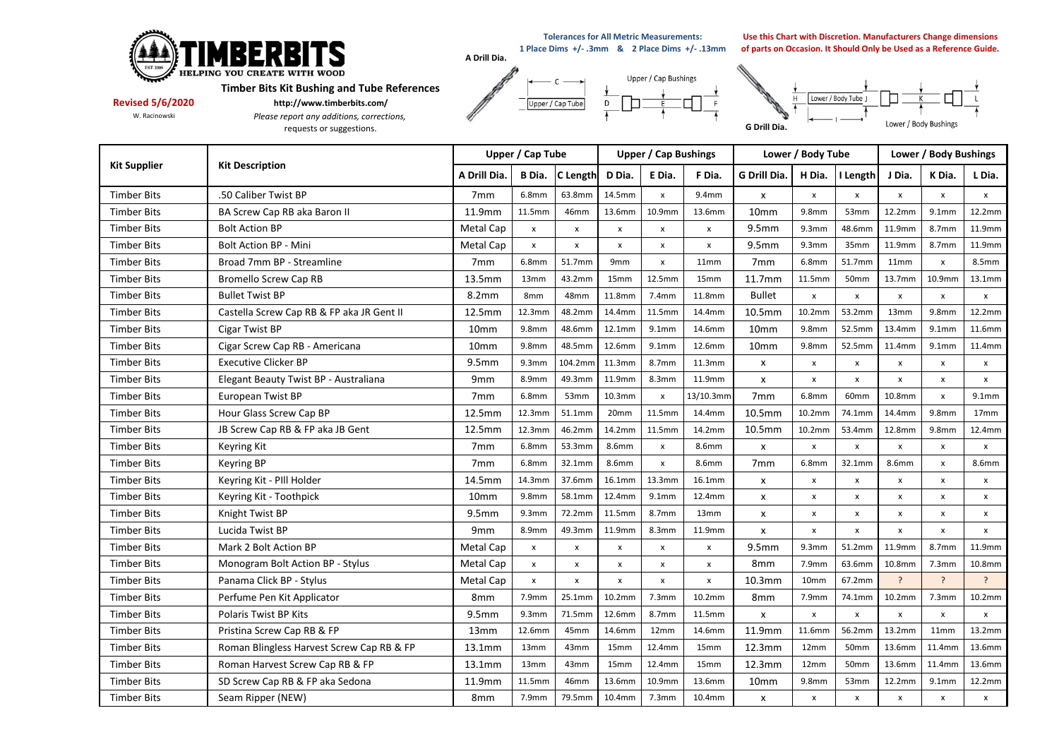**Tolerances for All Metric Measurements:**
**1 Place Dims +/- .3mm & 2 Place Dims +/- .13mm**

**Use this Chart with Discretion. Manufacturers Change dimensions of parts on Occasion. It Should Only be Used as a Reference Guide.**

**Revised 5/6/2020**

W. Racinowski

**Timber Bits Kit Bushing and Tube References**

**http://www.timberbits.com/**

*Please report any additions, corrections,* requests or suggestions.

A Drill Dia. — C — Upper / Cap Tube — Upper / Cap Bushings D E F — G Drill Dia. — H Lower / Body Tube J — I — K L Lower / Body Bushings

| Kit Supplier | Kit Description | Upper / Cap Tube | | | Upper / Cap Bushings | | | Lower / Body Tube | | | Lower / Body Bushings | | |
|---|---|---|---|---|---|---|---|---|---|---|---|---|---|
| | | A Drill Dia. | B Dia. | C Length | D Dia. | E Dia. | F Dia. | G Drill Dia. | H Dia. | I Length | J Dia. | K Dia. | L Dia. |
| Timber Bits | .50 Caliber Twist BP | 7mm | 6.8mm | 63.8mm | 14.5mm | x | 9.4mm | x | x | x | x | x | x |
| Timber Bits | BA Screw Cap RB aka Baron II | 11.9mm | 11.5mm | 46mm | 13.6mm | 10.9mm | 13.6mm | 10mm | 9.8mm | 53mm | 12.2mm | 9.1mm | 12.2mm |
| Timber Bits | Bolt Action BP | Metal Cap | x | x | x | x | x | 9.5mm | 9.3mm | 48.6mm | 11.9mm | 8.7mm | 11.9mm |
| Timber Bits | Bolt Action BP - Mini | Metal Cap | x | x | x | x | x | 9.5mm | 9.3mm | 35mm | 11.9mm | 8.7mm | 11.9mm |
| Timber Bits | Broad 7mm BP - Streamline | 7mm | 6.8mm | 51.7mm | 9mm | x | 11mm | 7mm | 6.8mm | 51.7mm | 11mm | x | 8.5mm |
| Timber Bits | Bromello Screw Cap RB | 13.5mm | 13mm | 43.2mm | 15mm | 12.5mm | 15mm | 11.7mm | 11.5mm | 50mm | 13.7mm | 10.9mm | 13.1mm |
| Timber Bits | Bullet Twist BP | 8.2mm | 8mm | 48mm | 11.8mm | 7.4mm | 11.8mm | Bullet | x | x | x | x | x |
| Timber Bits | Castella Screw Cap RB & FP aka JR Gent II | 12.5mm | 12.3mm | 48.2mm | 14.4mm | 11.5mm | 14.4mm | 10.5mm | 10.2mm | 53.2mm | 13mm | 9.8mm | 12.2mm |
| Timber Bits | Cigar Twist BP | 10mm | 9.8mm | 48.6mm | 12.1mm | 9.1mm | 14.6mm | 10mm | 9.8mm | 52.5mm | 13.4mm | 9.1mm | 11.6mm |
| Timber Bits | Cigar Screw Cap RB - Americana | 10mm | 9.8mm | 48.5mm | 12.6mm | 9.1mm | 12.6mm | 10mm | 9.8mm | 52.5mm | 11.4mm | 9.1mm | 11.4mm |
| Timber Bits | Executive Clicker BP | 9.5mm | 9.3mm | 104.2mm | 11.3mm | 8.7mm | 11.3mm | x | x | x | x | x | x |
| Timber Bits | Elegant Beauty Twist BP - Australiana | 9mm | 8.9mm | 49.3mm | 11.9mm | 8.3mm | 11.9mm | x | x | x | x | x | x |
| Timber Bits | European Twist BP | 7mm | 6.8mm | 53mm | 10.3mm | x | 13/10.3mm | 7mm | 6.8mm | 60mm | 10.8mm | x | 9.1mm |
| Timber Bits | Hour Glass Screw Cap BP | 12.5mm | 12.3mm | 51.1mm | 20mm | 11.5mm | 14.4mm | 10.5mm | 10.2mm | 74.1mm | 14.4mm | 9.8mm | 17mm |
| Timber Bits | JB Screw Cap RB & FP aka JB Gent | 12.5mm | 12.3mm | 46.2mm | 14.2mm | 11.5mm | 14.2mm | 10.5mm | 10.2mm | 53.4mm | 12.8mm | 9.8mm | 12.4mm |
| Timber Bits | Keyring Kit | 7mm | 6.8mm | 53.3mm | 8.6mm | x | 8.6mm | x | x | x | x | x | x |
| Timber Bits | Keyring BP | 7mm | 6.8mm | 32.1mm | 8.6mm | x | 8.6mm | 7mm | 6.8mm | 32.1mm | 8.6mm | x | 8.6mm |
| Timber Bits | Keyring Kit - PIII Holder | 14.5mm | 14.3mm | 37.6mm | 16.1mm | 13.3mm | 16.1mm | x | x | x | x | x | x |
| Timber Bits | Keyring Kit - Toothpick | 10mm | 9.8mm | 58.1mm | 12.4mm | 9.1mm | 12.4mm | x | x | x | x | x | x |
| Timber Bits | Knight Twist BP | 9.5mm | 9.3mm | 72.2mm | 11.5mm | 8.7mm | 13mm | x | x | x | x | x | x |
| Timber Bits | Lucida Twist BP | 9mm | 8.9mm | 49.3mm | 11.9mm | 8.3mm | 11.9mm | x | x | x | x | x | x |
| Timber Bits | Mark 2 Bolt Action BP | Metal Cap | x | x | x | x | x | 9.5mm | 9.3mm | 51.2mm | 11.9mm | 8.7mm | 11.9mm |
| Timber Bits | Monogram Bolt Action BP - Stylus | Metal Cap | x | x | x | x | x | 8mm | 7.9mm | 63.6mm | 10.8mm | 7.3mm | 10.8mm |
| Timber Bits | Panama Click BP - Stylus | Metal Cap | x | x | x | x | x | 10.3mm | 10mm | 67.2mm | ? | ? | ? |
| Timber Bits | Perfume Pen Kit Applicator | 8mm | 7.9mm | 25.1mm | 10.2mm | 7.3mm | 10.2mm | 8mm | 7.9mm | 74.1mm | 10.2mm | 7.3mm | 10.2mm |
| Timber Bits | Polaris Twist BP Kits | 9.5mm | 9.3mm | 71.5mm | 12.6mm | 8.7mm | 11.5mm | x | x | x | x | x | x |
| Timber Bits | Pristina Screw Cap RB & FP | 13mm | 12.6mm | 45mm | 14.6mm | 12mm | 14.6mm | 11.9mm | 11.6mm | 56.2mm | 13.2mm | 11mm | 13.2mm |
| Timber Bits | Roman Blingless Harvest Screw Cap RB & FP | 13.1mm | 13mm | 43mm | 15mm | 12.4mm | 15mm | 12.3mm | 12mm | 50mm | 13.6mm | 11.4mm | 13.6mm |
| Timber Bits | Roman Harvest Screw Cap RB & FP | 13.1mm | 13mm | 43mm | 15mm | 12.4mm | 15mm | 12.3mm | 12mm | 50mm | 13.6mm | 11.4mm | 13.6mm |
| Timber Bits | SD Screw Cap RB & FP aka Sedona | 11.9mm | 11.5mm | 46mm | 13.6mm | 10.9mm | 13.6mm | 10mm | 9.8mm | 53mm | 12.2mm | 9.1mm | 12.2mm |
| Timber Bits | Seam Ripper (NEW) | 8mm | 7.9mm | 79.5mm | 10.4mm | 7.3mm | 10.4mm | x | x | x | x | x | x |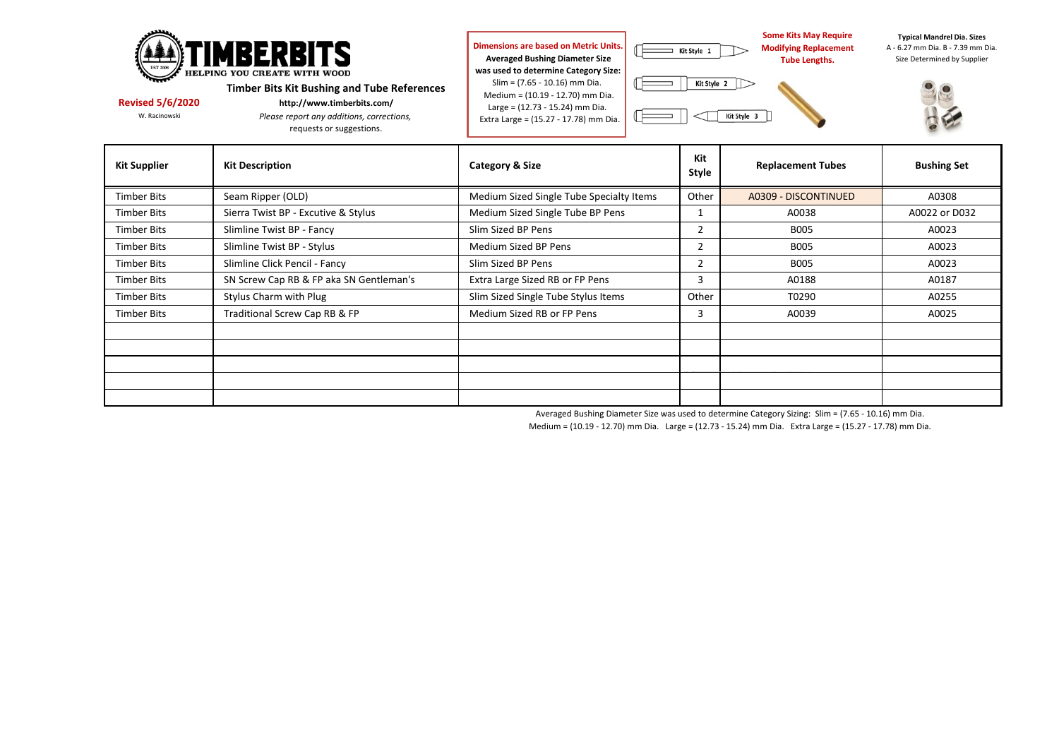**TIMBERBITS**
HELPING YOU CREATE WITH WOOD

**Revised 5/6/2020**
W. Racinowski

**Timber Bits Kit Bushing and Tube References**
**http://www.timberbits.com/**
*Please report any additions, corrections,* requests or suggestions.

**Dimensions are based on Metric Units.**
**Averaged Bushing Diameter Size was used to determine Category Size:**
Slim = (7.65 - 10.16) mm Dia.
Medium = (10.19 - 12.70) mm Dia.
Large = (12.73 - 15.24) mm Dia.
Extra Large = (15.27 - 17.78) mm Dia.

Kit Style 1
Kit Style 2
Kit Style 3

**Some Kits May Require Modifying Replacement Tube Lengths.**

**Typical Mandrel Dia. Sizes**
A - 6.27 mm Dia. B - 7.39 mm Dia.
Size Determined by Supplier

| Kit Supplier | Kit Description | Category & Size | Kit Style | Replacement Tubes | Bushing Set |
|---|---|---|---|---|---|
| Timber Bits | Seam Ripper (OLD) | Medium Sized Single Tube Specialty Items | Other | A0309 - DISCONTINUED | A0308 |
| Timber Bits | Sierra Twist BP - Excutive & Stylus | Medium Sized Single Tube BP Pens | 1 | A0038 | A0022 or D032 |
| Timber Bits | Slimline Twist BP - Fancy | Slim Sized BP Pens | 2 | B005 | A0023 |
| Timber Bits | Slimline Twist BP - Stylus | Medium Sized BP Pens | 2 | B005 | A0023 |
| Timber Bits | Slimline Click Pencil - Fancy | Slim Sized BP Pens | 2 | B005 | A0023 |
| Timber Bits | SN Screw Cap RB & FP aka SN Gentleman's | Extra Large Sized RB or FP Pens | 3 | A0188 | A0187 |
| Timber Bits | Stylus Charm with Plug | Slim Sized Single Tube Stylus Items | Other | T0290 | A0255 |
| Timber Bits | Traditional Screw Cap RB & FP | Medium Sized RB or FP Pens | 3 | A0039 | A0025 |
| | | | | | |
| | | | | | |
| | | | | | |
| | | | | | |
| | | | | | |

Averaged Bushing Diameter Size was used to determine Category Sizing: Slim = (7.65 - 10.16) mm Dia.
Medium = (10.19 - 12.70) mm Dia. Large = (12.73 - 15.24) mm Dia. Extra Large = (15.27 - 17.78) mm Dia.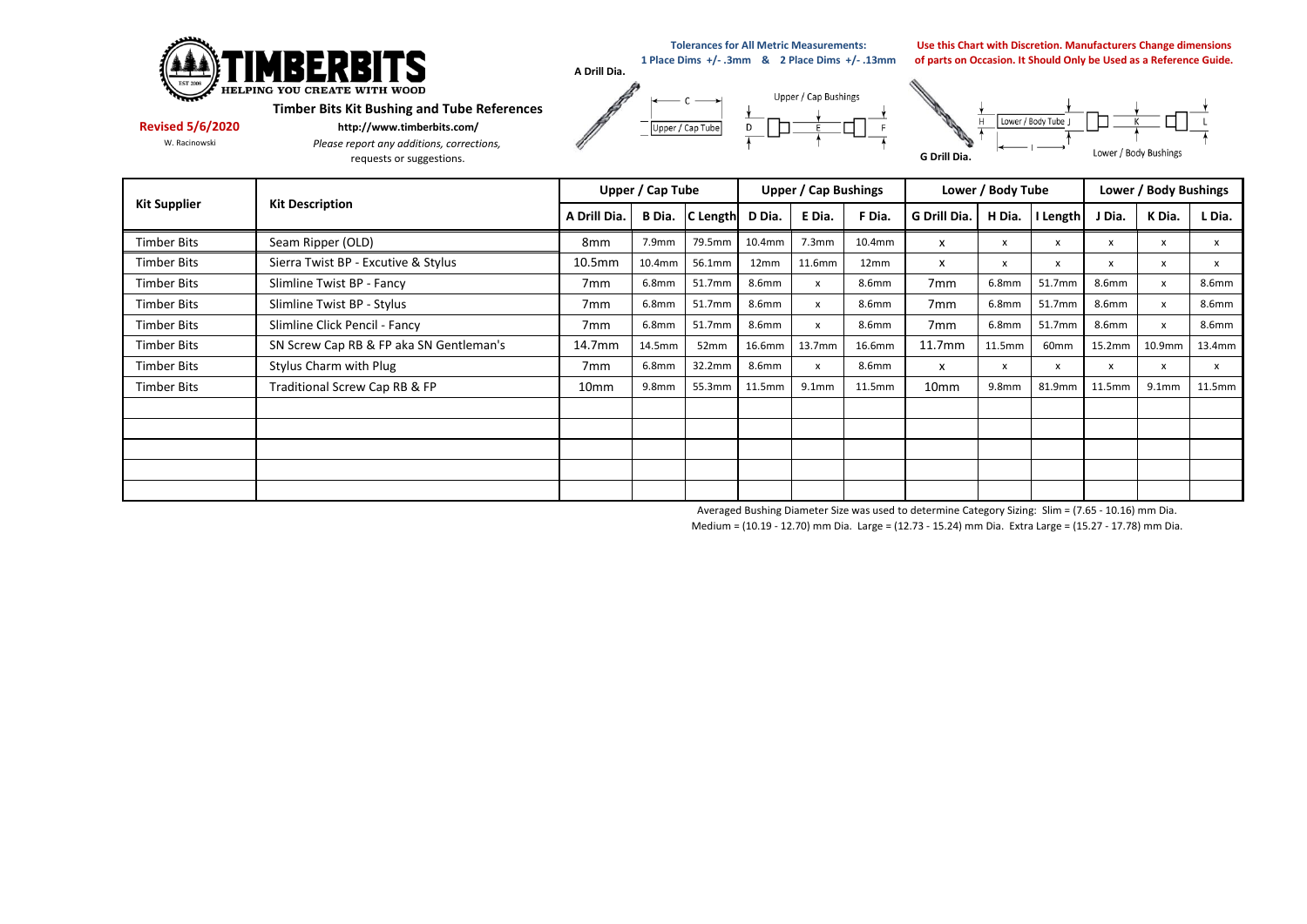**Timber Bits Kit Bushing and Tube References**

**Revised 5/6/2020**

W. Racinowski

**http://www.timberbits.com/**

*Please report any additions, corrections,* requests or suggestions.

**Tolerances for All Metric Measurements:**
**1 Place Dims +/- .3mm & 2 Place Dims +/- .13mm**

**Use this Chart with Discretion. Manufacturers Change dimensions of parts on Occasion. It Should Only be Used as a Reference Guide.**

A Drill Dia.

C

Upper / Cap Tube

Upper / Cap Bushings

D E F

H Lower / Body Tube J

I

G Drill Dia.

K L

Lower / Body Bushings

| Kit Supplier | Kit Description | Upper / Cap Tube | | | Upper / Cap Bushings | | | Lower / Body Tube | | | Lower / Body Bushings | | |
|---|---|---|---|---|---|---|---|---|---|---|---|---|---|
| | | A Drill Dia. | B Dia. | C Length | D Dia. | E Dia. | F Dia. | G Drill Dia. | H Dia. | I Length | J Dia. | K Dia. | L Dia. |
| Timber Bits | Seam Ripper (OLD) | 8mm | 7.9mm | 79.5mm | 10.4mm | 7.3mm | 10.4mm | x | x | x | x | x | x |
| Timber Bits | Sierra Twist BP - Excutive & Stylus | 10.5mm | 10.4mm | 56.1mm | 12mm | 11.6mm | 12mm | x | x | x | x | x | x |
| Timber Bits | Slimline Twist BP - Fancy | 7mm | 6.8mm | 51.7mm | 8.6mm | x | 8.6mm | 7mm | 6.8mm | 51.7mm | 8.6mm | x | 8.6mm |
| Timber Bits | Slimline Twist BP - Stylus | 7mm | 6.8mm | 51.7mm | 8.6mm | x | 8.6mm | 7mm | 6.8mm | 51.7mm | 8.6mm | x | 8.6mm |
| Timber Bits | Slimline Click Pencil - Fancy | 7mm | 6.8mm | 51.7mm | 8.6mm | x | 8.6mm | 7mm | 6.8mm | 51.7mm | 8.6mm | x | 8.6mm |
| Timber Bits | SN Screw Cap RB & FP aka SN Gentleman's | 14.7mm | 14.5mm | 52mm | 16.6mm | 13.7mm | 16.6mm | 11.7mm | 11.5mm | 60mm | 15.2mm | 10.9mm | 13.4mm |
| Timber Bits | Stylus Charm with Plug | 7mm | 6.8mm | 32.2mm | 8.6mm | x | 8.6mm | x | x | x | x | x | x |
| Timber Bits | Traditional Screw Cap RB & FP | 10mm | 9.8mm | 55.3mm | 11.5mm | 9.1mm | 11.5mm | 10mm | 9.8mm | 81.9mm | 11.5mm | 9.1mm | 11.5mm |
| | | | | | | | | | | | | | |
| | | | | | | | | | | | | | |
| | | | | | | | | | | | | | |
| | | | | | | | | | | | | | |
| | | | | | | | | | | | | | |

Averaged Bushing Diameter Size was used to determine Category Sizing: Slim = (7.65 - 10.16) mm Dia.
Medium = (10.19 - 12.70) mm Dia. Large = (12.73 - 15.24) mm Dia. Extra Large = (15.27 - 17.78) mm Dia.